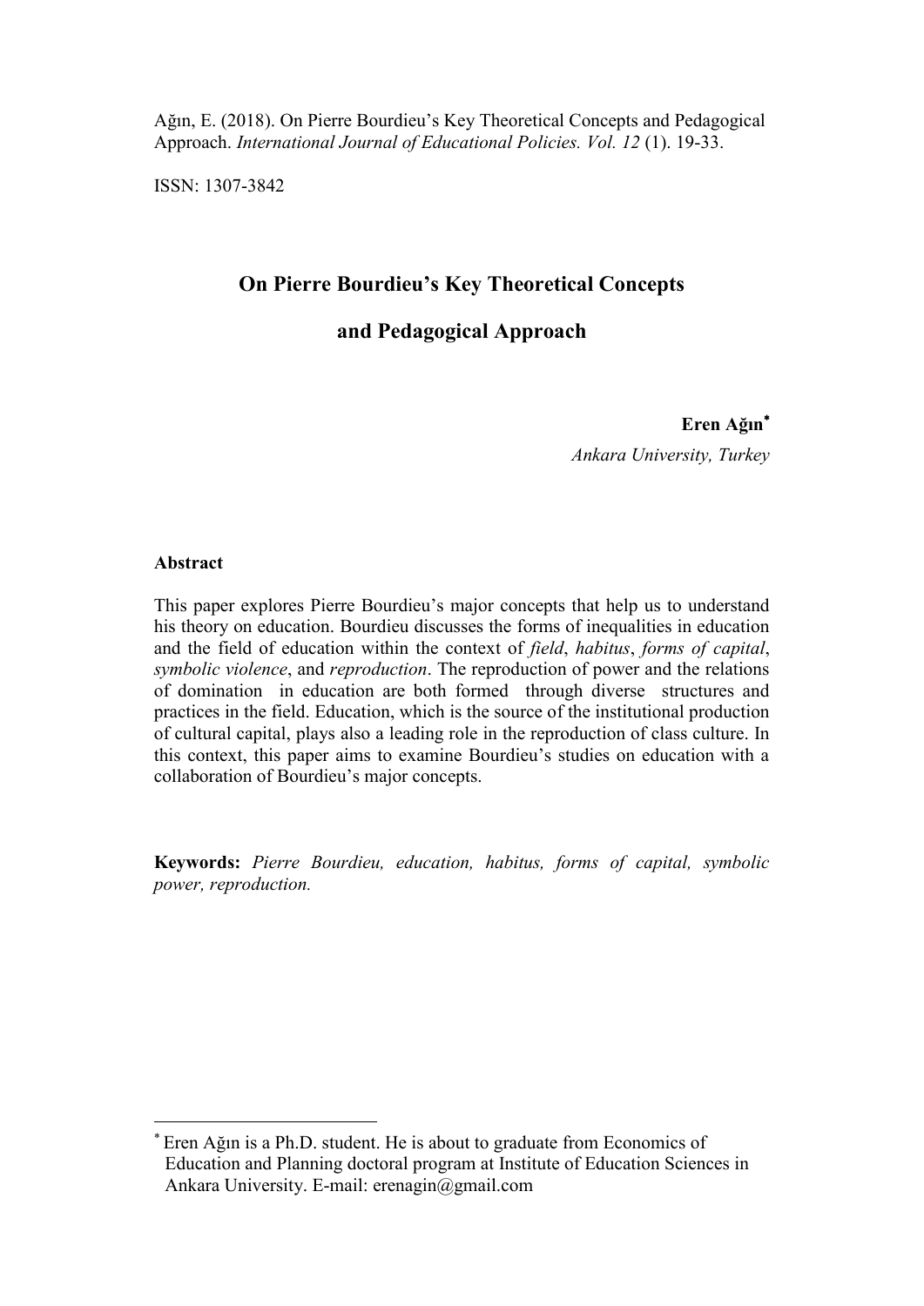Ağın, E. (2018). On Pierre Bourdieu's Key Theoretical Concepts and Pedagogical Approach. *International Journal of Educational Policies. Vol. 12* (1). 19-33.

ISSN: 1307-3842

# On Pierre Bourdieu's Key Theoretical Concepts and Pedagogical Approach

**Eren Ağın**[*]

*Ankara University, Turkey*

#### Abstract

This paper explores Pierre Bourdieu's major concepts that help us to understand his theory on education. Bourdieu discusses the forms of inequalities in education and the field of education within the context of *field*, *habitus*, *forms of capital*, *symbolic violence*, and *reproduction*. The reproduction of power and the relations of domination in education are both formed through diverse structures and practices in the field. Education, which is the source of the institutional production of cultural capital, plays also a leading role in the reproduction of class culture. In this context, this paper aims to examine Bourdieu's studies on education with a collaboration of Bourdieu's major concepts.

**Keywords:** *Pierre Bourdieu, education, habitus, forms of capital, symbolic power, reproduction.*

---

[*] Eren Ağın is a Ph.D. student. He is about to graduate from Economics of Education and Planning doctoral program at Institute of Education Sciences in Ankara University. E-mail: erenagin@gmail.com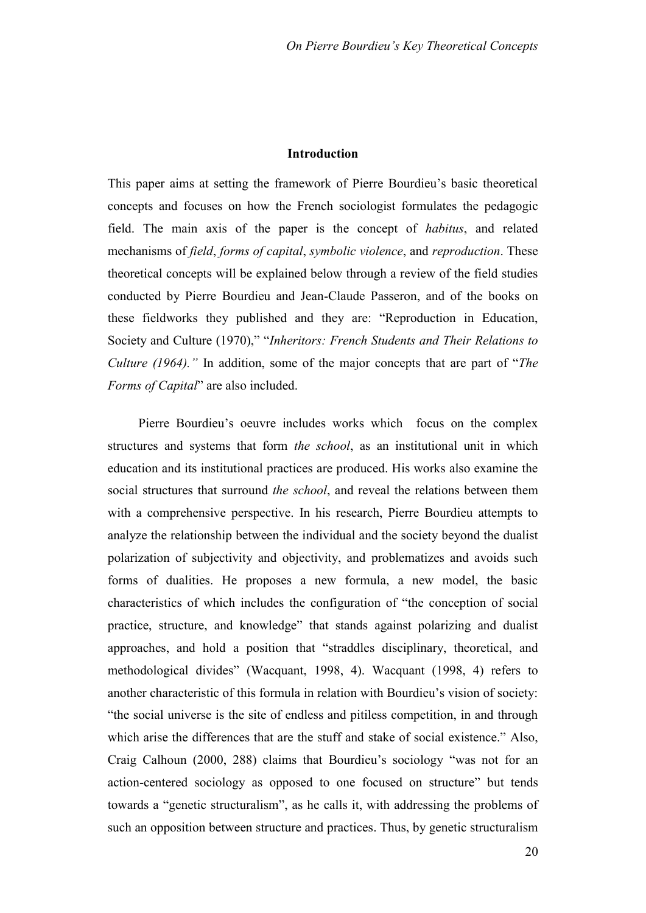## Introduction

This paper aims at setting the framework of Pierre Bourdieu's basic theoretical concepts and focuses on how the French sociologist formulates the pedagogic field. The main axis of the paper is the concept of *habitus*, and related mechanisms of *field*, *forms of capital*, *symbolic violence*, and *reproduction*. These theoretical concepts will be explained below through a review of the field studies conducted by Pierre Bourdieu and Jean-Claude Passeron, and of the books on these fieldworks they published and they are: "Reproduction in Education, Society and Culture (1970)," "*Inheritors: French Students and Their Relations to Culture (1964).*" In addition, some of the major concepts that are part of "*The Forms of Capital*" are also included.

Pierre Bourdieu's oeuvre includes works which focus on the complex structures and systems that form *the school*, as an institutional unit in which education and its institutional practices are produced. His works also examine the social structures that surround *the school*, and reveal the relations between them with a comprehensive perspective. In his research, Pierre Bourdieu attempts to analyze the relationship between the individual and the society beyond the dualist polarization of subjectivity and objectivity, and problematizes and avoids such forms of dualities. He proposes a new formula, a new model, the basic characteristics of which includes the configuration of "the conception of social practice, structure, and knowledge" that stands against polarizing and dualist approaches, and hold a position that "straddles disciplinary, theoretical, and methodological divides" (Wacquant, 1998, 4). Wacquant (1998, 4) refers to another characteristic of this formula in relation with Bourdieu's vision of society: "the social universe is the site of endless and pitiless competition, in and through which arise the differences that are the stuff and stake of social existence." Also, Craig Calhoun (2000, 288) claims that Bourdieu's sociology "was not for an action-centered sociology as opposed to one focused on structure" but tends towards a "genetic structuralism", as he calls it, with addressing the problems of such an opposition between structure and practices. Thus, by genetic structuralism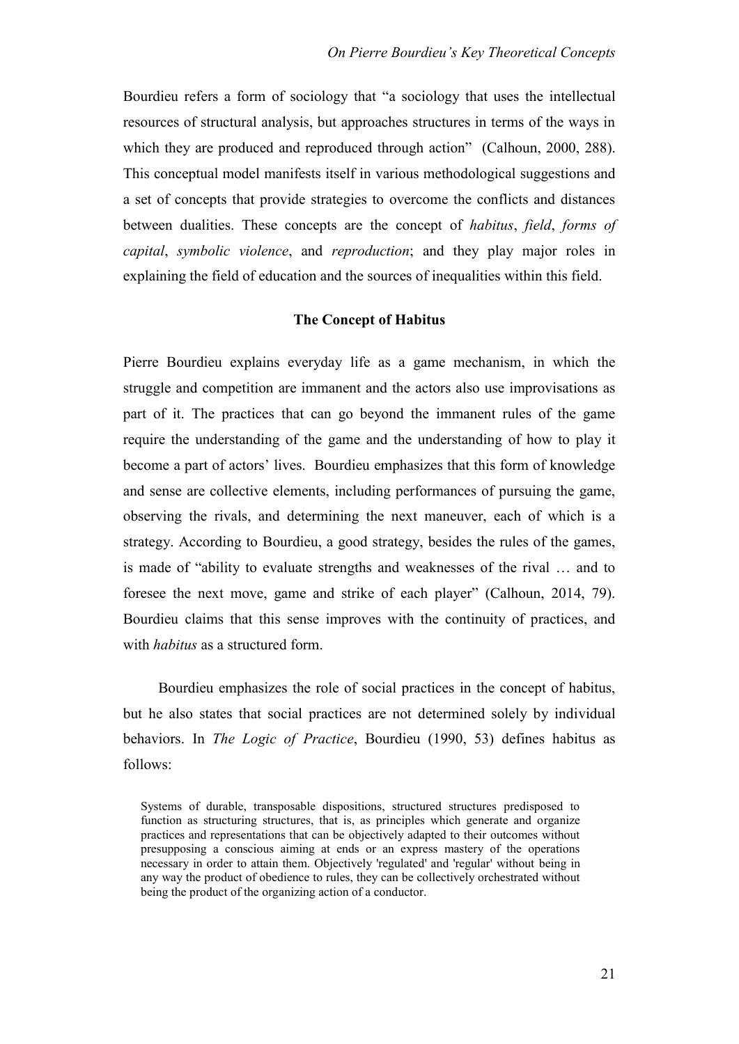Bourdieu refers a form of sociology that "a sociology that uses the intellectual resources of structural analysis, but approaches structures in terms of the ways in which they are produced and reproduced through action" (Calhoun, 2000, 288). This conceptual model manifests itself in various methodological suggestions and a set of concepts that provide strategies to overcome the conflicts and distances between dualities. These concepts are the concept of *habitus*, *field*, *forms of capital*, *symbolic violence*, and *reproduction*; and they play major roles in explaining the field of education and the sources of inequalities within this field.

## The Concept of Habitus

Pierre Bourdieu explains everyday life as a game mechanism, in which the struggle and competition are immanent and the actors also use improvisations as part of it. The practices that can go beyond the immanent rules of the game require the understanding of the game and the understanding of how to play it become a part of actors' lives. Bourdieu emphasizes that this form of knowledge and sense are collective elements, including performances of pursuing the game, observing the rivals, and determining the next maneuver, each of which is a strategy. According to Bourdieu, a good strategy, besides the rules of the games, is made of "ability to evaluate strengths and weaknesses of the rival … and to foresee the next move, game and strike of each player" (Calhoun, 2014, 79). Bourdieu claims that this sense improves with the continuity of practices, and with *habitus* as a structured form.

Bourdieu emphasizes the role of social practices in the concept of habitus, but he also states that social practices are not determined solely by individual behaviors. In *The Logic of Practice*, Bourdieu (1990, 53) defines habitus as follows:

> Systems of durable, transposable dispositions, structured structures predisposed to function as structuring structures, that is, as principles which generate and organize practices and representations that can be objectively adapted to their outcomes without presupposing a conscious aiming at ends or an express mastery of the operations necessary in order to attain them. Objectively 'regulated' and 'regular' without being in any way the product of obedience to rules, they can be collectively orchestrated without being the product of the organizing action of a conductor.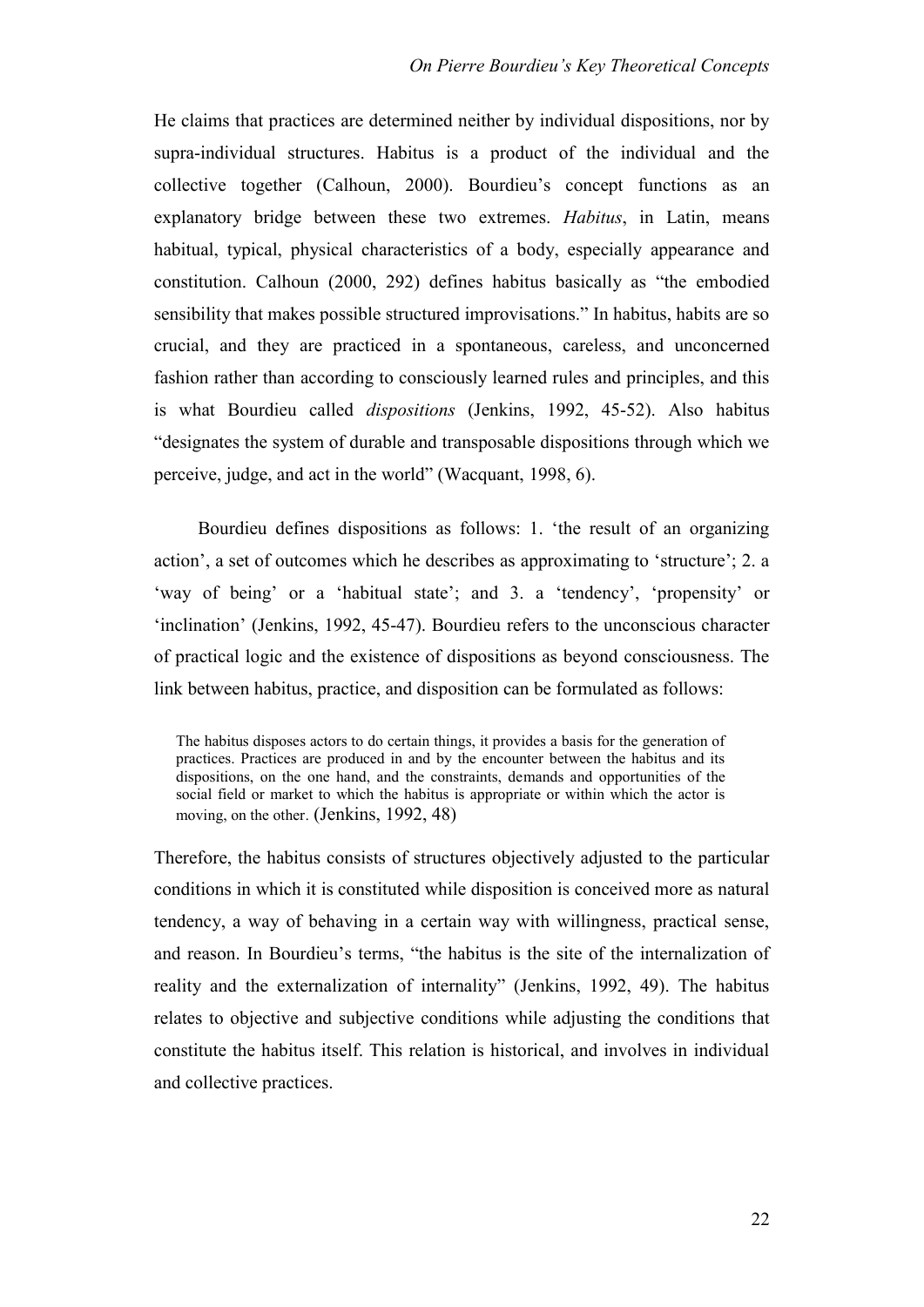He claims that practices are determined neither by individual dispositions, nor by supra-individual structures. Habitus is a product of the individual and the collective together (Calhoun, 2000). Bourdieu's concept functions as an explanatory bridge between these two extremes. *Habitus*, in Latin, means habitual, typical, physical characteristics of a body, especially appearance and constitution. Calhoun (2000, 292) defines habitus basically as "the embodied sensibility that makes possible structured improvisations." In habitus, habits are so crucial, and they are practiced in a spontaneous, careless, and unconcerned fashion rather than according to consciously learned rules and principles, and this is what Bourdieu called *dispositions* (Jenkins, 1992, 45-52). Also habitus "designates the system of durable and transposable dispositions through which we perceive, judge, and act in the world" (Wacquant, 1998, 6).

Bourdieu defines dispositions as follows: 1. 'the result of an organizing action', a set of outcomes which he describes as approximating to 'structure'; 2. a 'way of being' or a 'habitual state'; and 3. a 'tendency', 'propensity' or 'inclination' (Jenkins, 1992, 45-47). Bourdieu refers to the unconscious character of practical logic and the existence of dispositions as beyond consciousness. The link between habitus, practice, and disposition can be formulated as follows:

> The habitus disposes actors to do certain things, it provides a basis for the generation of practices. Practices are produced in and by the encounter between the habitus and its dispositions, on the one hand, and the constraints, demands and opportunities of the social field or market to which the habitus is appropriate or within which the actor is moving, on the other. (Jenkins, 1992, 48)

Therefore, the habitus consists of structures objectively adjusted to the particular conditions in which it is constituted while disposition is conceived more as natural tendency, a way of behaving in a certain way with willingness, practical sense, and reason. In Bourdieu's terms, "the habitus is the site of the internalization of reality and the externalization of internality" (Jenkins, 1992, 49). The habitus relates to objective and subjective conditions while adjusting the conditions that constitute the habitus itself. This relation is historical, and involves in individual and collective practices.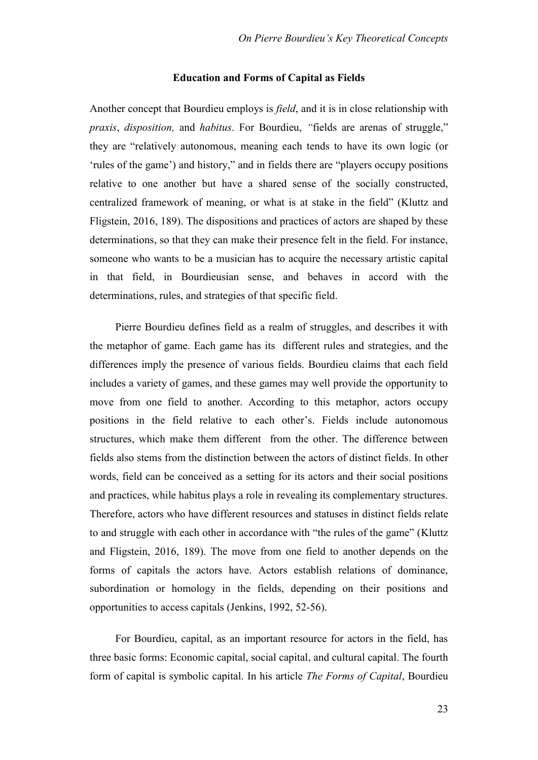### Education and Forms of Capital as Fields

Another concept that Bourdieu employs is *field*, and it is in close relationship with *praxis*, *disposition,* and *habitus*. For Bourdieu, "fields are arenas of struggle," they are "relatively autonomous, meaning each tends to have its own logic (or 'rules of the game') and history," and in fields there are "players occupy positions relative to one another but have a shared sense of the socially constructed, centralized framework of meaning, or what is at stake in the field" (Kluttz and Fligstein, 2016, 189). The dispositions and practices of actors are shaped by these determinations, so that they can make their presence felt in the field. For instance, someone who wants to be a musician has to acquire the necessary artistic capital in that field, in Bourdieusian sense, and behaves in accord with the determinations, rules, and strategies of that specific field.

Pierre Bourdieu defines field as a realm of struggles, and describes it with the metaphor of game. Each game has its different rules and strategies, and the differences imply the presence of various fields. Bourdieu claims that each field includes a variety of games, and these games may well provide the opportunity to move from one field to another. According to this metaphor, actors occupy positions in the field relative to each other's. Fields include autonomous structures, which make them different from the other. The difference between fields also stems from the distinction between the actors of distinct fields. In other words, field can be conceived as a setting for its actors and their social positions and practices, while habitus plays a role in revealing its complementary structures. Therefore, actors who have different resources and statuses in distinct fields relate to and struggle with each other in accordance with "the rules of the game" (Kluttz and Fligstein, 2016, 189). The move from one field to another depends on the forms of capitals the actors have. Actors establish relations of dominance, subordination or homology in the fields, depending on their positions and opportunities to access capitals (Jenkins, 1992, 52-56).

For Bourdieu, capital, as an important resource for actors in the field, has three basic forms: Economic capital, social capital, and cultural capital. The fourth form of capital is symbolic capital. In his article *The Forms of Capital*, Bourdieu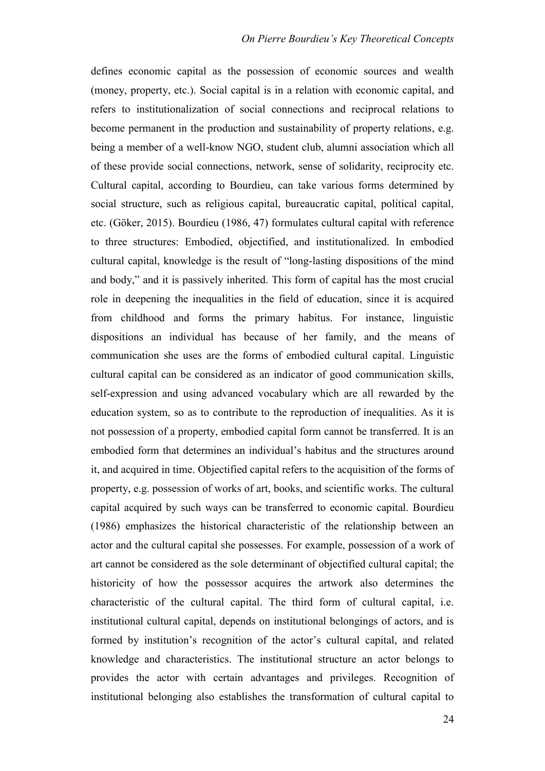defines economic capital as the possession of economic sources and wealth (money, property, etc.). Social capital is in a relation with economic capital, and refers to institutionalization of social connections and reciprocal relations to become permanent in the production and sustainability of property relations, e.g. being a member of a well-know NGO, student club, alumni association which all of these provide social connections, network, sense of solidarity, reciprocity etc. Cultural capital, according to Bourdieu, can take various forms determined by social structure, such as religious capital, bureaucratic capital, political capital, etc. (Göker, 2015). Bourdieu (1986, 47) formulates cultural capital with reference to three structures: Embodied, objectified, and institutionalized. In embodied cultural capital, knowledge is the result of "long-lasting dispositions of the mind and body," and it is passively inherited. This form of capital has the most crucial role in deepening the inequalities in the field of education, since it is acquired from childhood and forms the primary habitus. For instance, linguistic dispositions an individual has because of her family, and the means of communication she uses are the forms of embodied cultural capital. Linguistic cultural capital can be considered as an indicator of good communication skills, self-expression and using advanced vocabulary which are all rewarded by the education system, so as to contribute to the reproduction of inequalities. As it is not possession of a property, embodied capital form cannot be transferred. It is an embodied form that determines an individual's habitus and the structures around it, and acquired in time. Objectified capital refers to the acquisition of the forms of property, e.g. possession of works of art, books, and scientific works. The cultural capital acquired by such ways can be transferred to economic capital. Bourdieu (1986) emphasizes the historical characteristic of the relationship between an actor and the cultural capital she possesses. For example, possession of a work of art cannot be considered as the sole determinant of objectified cultural capital; the historicity of how the possessor acquires the artwork also determines the characteristic of the cultural capital. The third form of cultural capital, i.e. institutional cultural capital, depends on institutional belongings of actors, and is formed by institution's recognition of the actor's cultural capital, and related knowledge and characteristics. The institutional structure an actor belongs to provides the actor with certain advantages and privileges. Recognition of institutional belonging also establishes the transformation of cultural capital to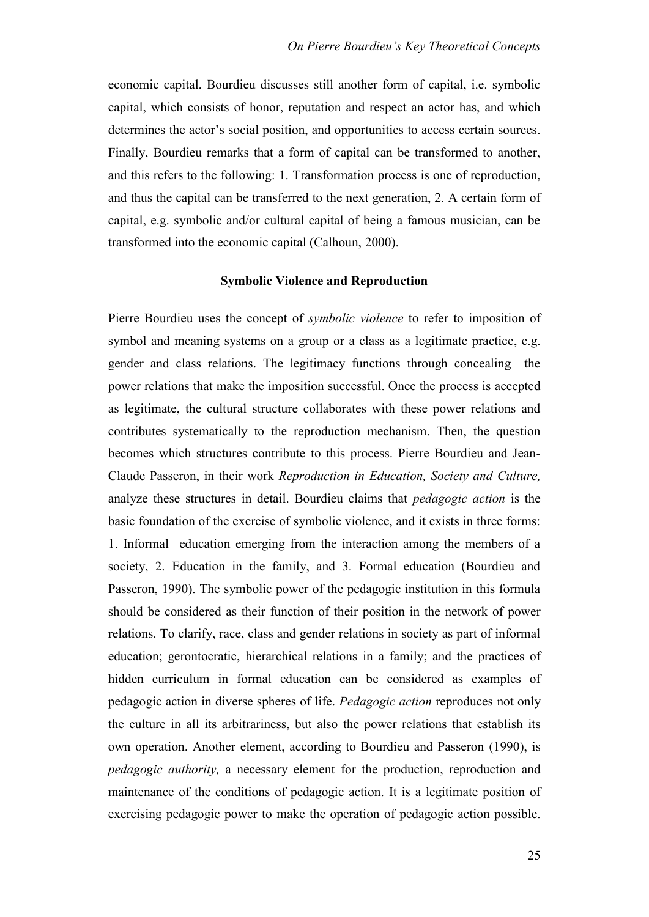economic capital. Bourdieu discusses still another form of capital, i.e. symbolic capital, which consists of honor, reputation and respect an actor has, and which determines the actor's social position, and opportunities to access certain sources. Finally, Bourdieu remarks that a form of capital can be transformed to another, and this refers to the following: 1. Transformation process is one of reproduction, and thus the capital can be transferred to the next generation, 2. A certain form of capital, e.g. symbolic and/or cultural capital of being a famous musician, can be transformed into the economic capital (Calhoun, 2000).

## Symbolic Violence and Reproduction

Pierre Bourdieu uses the concept of *symbolic violence* to refer to imposition of symbol and meaning systems on a group or a class as a legitimate practice, e.g. gender and class relations. The legitimacy functions through concealing the power relations that make the imposition successful. Once the process is accepted as legitimate, the cultural structure collaborates with these power relations and contributes systematically to the reproduction mechanism. Then, the question becomes which structures contribute to this process. Pierre Bourdieu and Jean-Claude Passeron, in their work *Reproduction in Education, Society and Culture,* analyze these structures in detail. Bourdieu claims that *pedagogic action* is the basic foundation of the exercise of symbolic violence, and it exists in three forms: 1. Informal education emerging from the interaction among the members of a society, 2. Education in the family, and 3. Formal education (Bourdieu and Passeron, 1990). The symbolic power of the pedagogic institution in this formula should be considered as their function of their position in the network of power relations. To clarify, race, class and gender relations in society as part of informal education; gerontocratic, hierarchical relations in a family; and the practices of hidden curriculum in formal education can be considered as examples of pedagogic action in diverse spheres of life. *Pedagogic action* reproduces not only the culture in all its arbitrariness, but also the power relations that establish its own operation. Another element, according to Bourdieu and Passeron (1990), is *pedagogic authority,* a necessary element for the production, reproduction and maintenance of the conditions of pedagogic action. It is a legitimate position of exercising pedagogic power to make the operation of pedagogic action possible.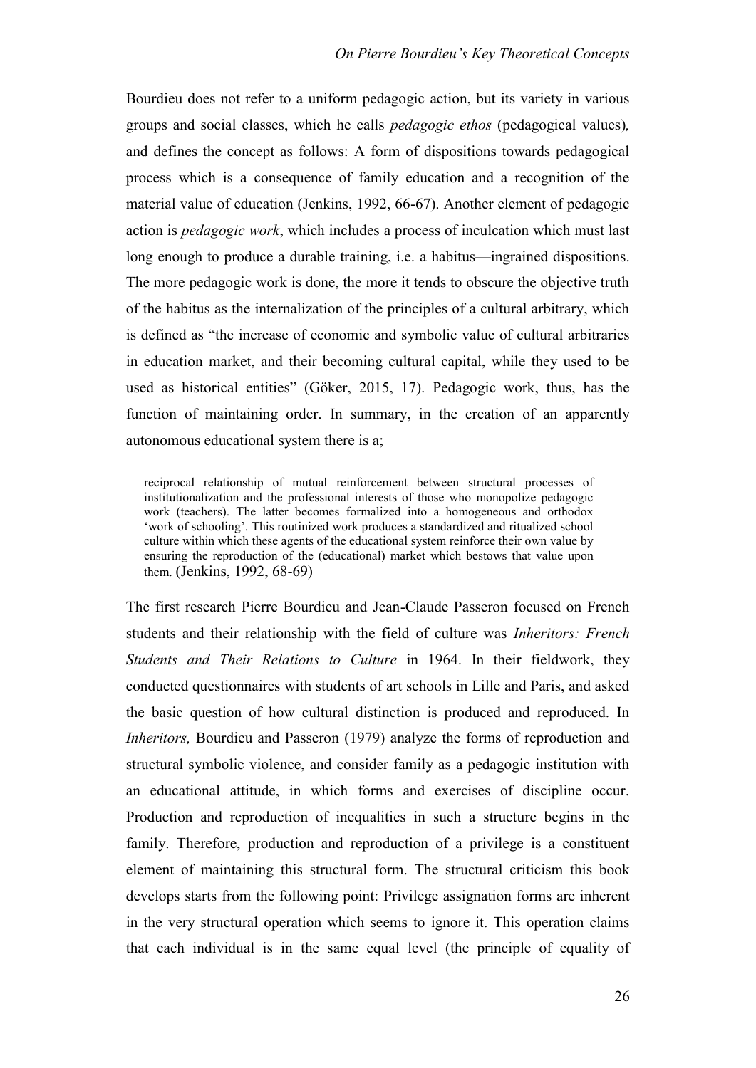Bourdieu does not refer to a uniform pedagogic action, but its variety in various groups and social classes, which he calls *pedagogic ethos* (pedagogical values), and defines the concept as follows: A form of dispositions towards pedagogical process which is a consequence of family education and a recognition of the material value of education (Jenkins, 1992, 66-67). Another element of pedagogic action is *pedagogic work*, which includes a process of inculcation which must last long enough to produce a durable training, i.e. a habitus—ingrained dispositions. The more pedagogic work is done, the more it tends to obscure the objective truth of the habitus as the internalization of the principles of a cultural arbitrary, which is defined as "the increase of economic and symbolic value of cultural arbitraries in education market, and their becoming cultural capital, while they used to be used as historical entities" (Göker, 2015, 17). Pedagogic work, thus, has the function of maintaining order. In summary, in the creation of an apparently autonomous educational system there is a;

> reciprocal relationship of mutual reinforcement between structural processes of institutionalization and the professional interests of those who monopolize pedagogic work (teachers). The latter becomes formalized into a homogeneous and orthodox 'work of schooling'. This routinized work produces a standardized and ritualized school culture within which these agents of the educational system reinforce their own value by ensuring the reproduction of the (educational) market which bestows that value upon them. (Jenkins, 1992, 68-69)

The first research Pierre Bourdieu and Jean-Claude Passeron focused on French students and their relationship with the field of culture was *Inheritors: French Students and Their Relations to Culture* in 1964. In their fieldwork, they conducted questionnaires with students of art schools in Lille and Paris, and asked the basic question of how cultural distinction is produced and reproduced. In *Inheritors,* Bourdieu and Passeron (1979) analyze the forms of reproduction and structural symbolic violence, and consider family as a pedagogic institution with an educational attitude, in which forms and exercises of discipline occur. Production and reproduction of inequalities in such a structure begins in the family. Therefore, production and reproduction of a privilege is a constituent element of maintaining this structural form. The structural criticism this book develops starts from the following point: Privilege assignation forms are inherent in the very structural operation which seems to ignore it. This operation claims that each individual is in the same equal level (the principle of equality of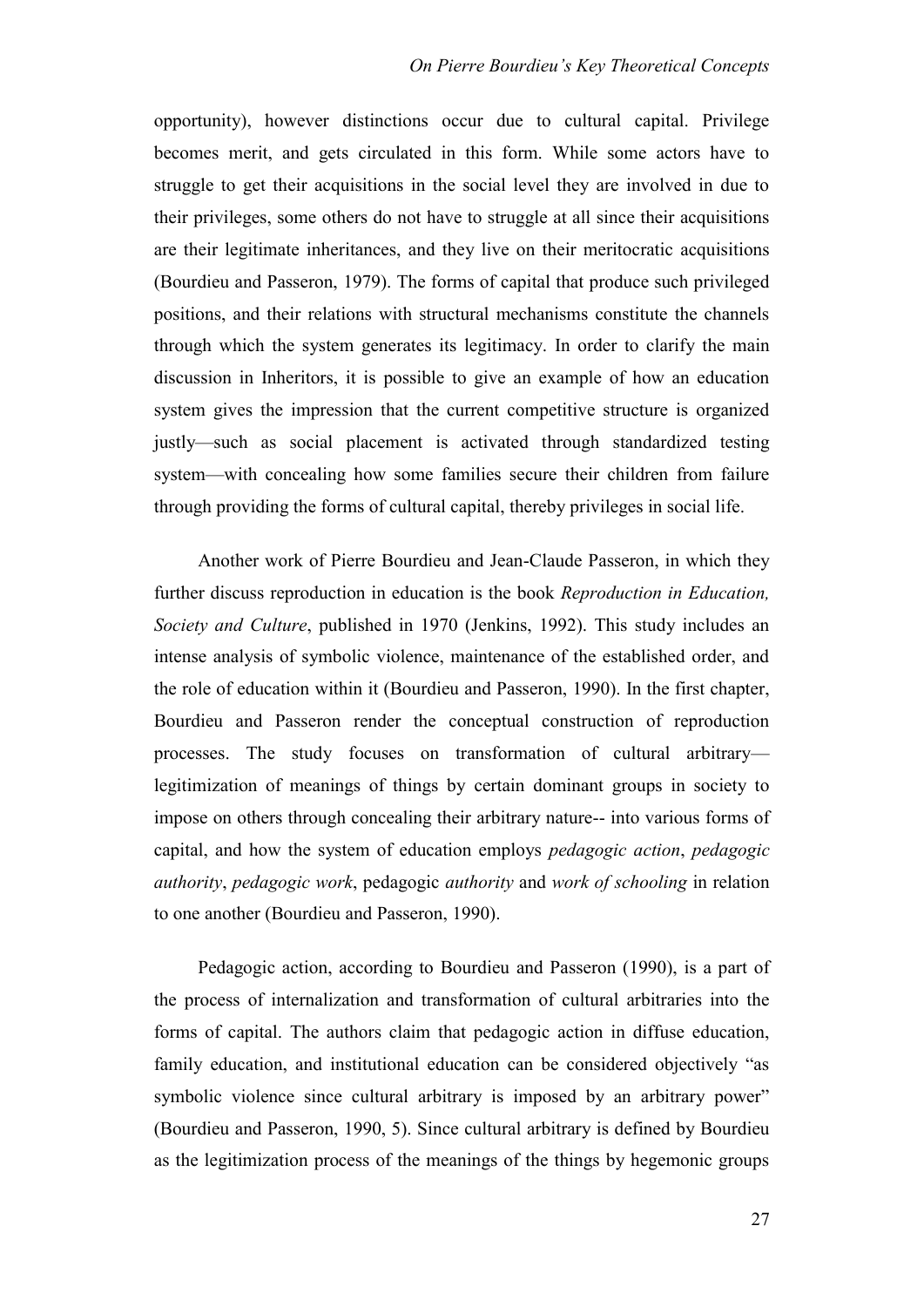opportunity), however distinctions occur due to cultural capital. Privilege becomes merit, and gets circulated in this form. While some actors have to struggle to get their acquisitions in the social level they are involved in due to their privileges, some others do not have to struggle at all since their acquisitions are their legitimate inheritances, and they live on their meritocratic acquisitions (Bourdieu and Passeron, 1979). The forms of capital that produce such privileged positions, and their relations with structural mechanisms constitute the channels through which the system generates its legitimacy. In order to clarify the main discussion in Inheritors, it is possible to give an example of how an education system gives the impression that the current competitive structure is organized justly—such as social placement is activated through standardized testing system—with concealing how some families secure their children from failure through providing the forms of cultural capital, thereby privileges in social life.

Another work of Pierre Bourdieu and Jean-Claude Passeron, in which they further discuss reproduction in education is the book *Reproduction in Education, Society and Culture*, published in 1970 (Jenkins, 1992). This study includes an intense analysis of symbolic violence, maintenance of the established order, and the role of education within it (Bourdieu and Passeron, 1990). In the first chapter, Bourdieu and Passeron render the conceptual construction of reproduction processes. The study focuses on transformation of cultural arbitrary—legitimization of meanings of things by certain dominant groups in society to impose on others through concealing their arbitrary nature-- into various forms of capital, and how the system of education employs *pedagogic action*, *pedagogic authority*, *pedagogic work*, pedagogic *authority* and *work of schooling* in relation to one another (Bourdieu and Passeron, 1990).

Pedagogic action, according to Bourdieu and Passeron (1990), is a part of the process of internalization and transformation of cultural arbitraries into the forms of capital. The authors claim that pedagogic action in diffuse education, family education, and institutional education can be considered objectively "as symbolic violence since cultural arbitrary is imposed by an arbitrary power" (Bourdieu and Passeron, 1990, 5). Since cultural arbitrary is defined by Bourdieu as the legitimization process of the meanings of the things by hegemonic groups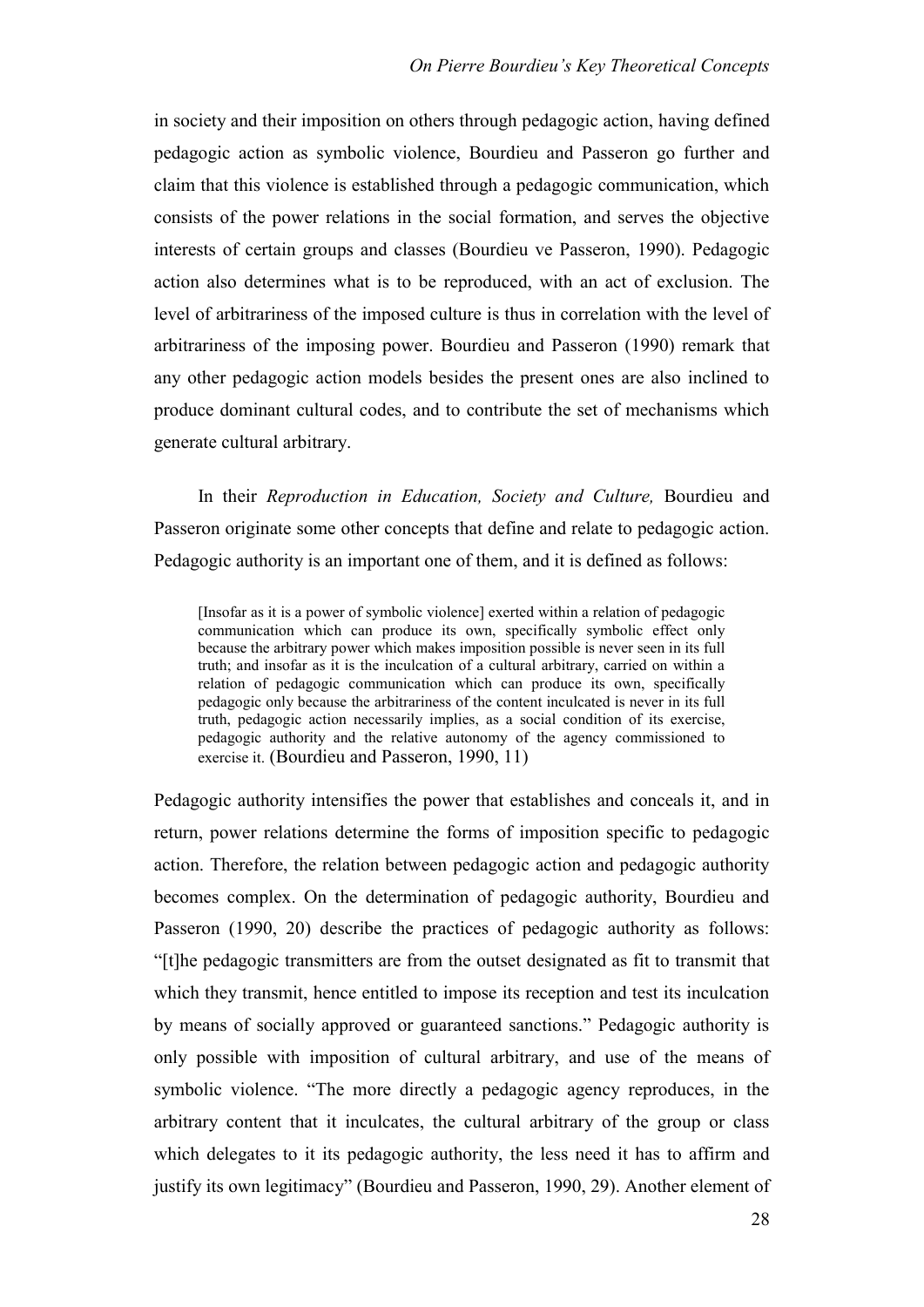in society and their imposition on others through pedagogic action, having defined pedagogic action as symbolic violence, Bourdieu and Passeron go further and claim that this violence is established through a pedagogic communication, which consists of the power relations in the social formation, and serves the objective interests of certain groups and classes (Bourdieu ve Passeron, 1990). Pedagogic action also determines what is to be reproduced, with an act of exclusion. The level of arbitrariness of the imposed culture is thus in correlation with the level of arbitrariness of the imposing power. Bourdieu and Passeron (1990) remark that any other pedagogic action models besides the present ones are also inclined to produce dominant cultural codes, and to contribute the set of mechanisms which generate cultural arbitrary.

In their *Reproduction in Education, Society and Culture,* Bourdieu and Passeron originate some other concepts that define and relate to pedagogic action. Pedagogic authority is an important one of them, and it is defined as follows:

> [Insofar as it is a power of symbolic violence] exerted within a relation of pedagogic communication which can produce its own, specifically symbolic effect only because the arbitrary power which makes imposition possible is never seen in its full truth; and insofar as it is the inculcation of a cultural arbitrary, carried on within a relation of pedagogic communication which can produce its own, specifically pedagogic only because the arbitrariness of the content inculcated is never in its full truth, pedagogic action necessarily implies, as a social condition of its exercise, pedagogic authority and the relative autonomy of the agency commissioned to exercise it. (Bourdieu and Passeron, 1990, 11)

Pedagogic authority intensifies the power that establishes and conceals it, and in return, power relations determine the forms of imposition specific to pedagogic action. Therefore, the relation between pedagogic action and pedagogic authority becomes complex. On the determination of pedagogic authority, Bourdieu and Passeron (1990, 20) describe the practices of pedagogic authority as follows: "[t]he pedagogic transmitters are from the outset designated as fit to transmit that which they transmit, hence entitled to impose its reception and test its inculcation by means of socially approved or guaranteed sanctions." Pedagogic authority is only possible with imposition of cultural arbitrary, and use of the means of symbolic violence. "The more directly a pedagogic agency reproduces, in the arbitrary content that it inculcates, the cultural arbitrary of the group or class which delegates to it its pedagogic authority, the less need it has to affirm and justify its own legitimacy" (Bourdieu and Passeron, 1990, 29). Another element of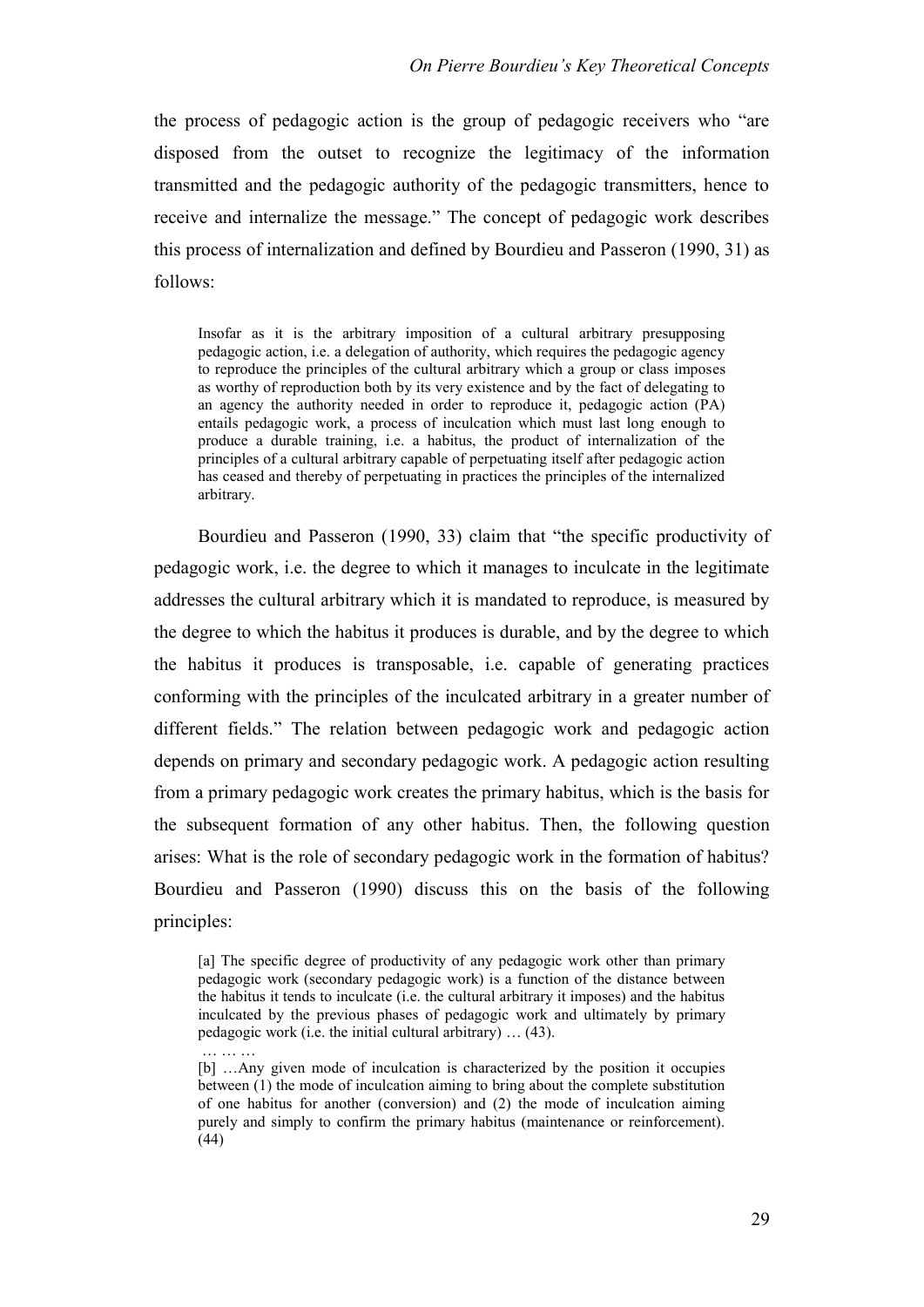the process of pedagogic action is the group of pedagogic receivers who "are disposed from the outset to recognize the legitimacy of the information transmitted and the pedagogic authority of the pedagogic transmitters, hence to receive and internalize the message." The concept of pedagogic work describes this process of internalization and defined by Bourdieu and Passeron (1990, 31) as follows:

> Insofar as it is the arbitrary imposition of a cultural arbitrary presupposing pedagogic action, i.e. a delegation of authority, which requires the pedagogic agency to reproduce the principles of the cultural arbitrary which a group or class imposes as worthy of reproduction both by its very existence and by the fact of delegating to an agency the authority needed in order to reproduce it, pedagogic action (PA) entails pedagogic work, a process of inculcation which must last long enough to produce a durable training, i.e. a habitus, the product of internalization of the principles of a cultural arbitrary capable of perpetuating itself after pedagogic action has ceased and thereby of perpetuating in practices the principles of the internalized arbitrary.

Bourdieu and Passeron (1990, 33) claim that "the specific productivity of pedagogic work, i.e. the degree to which it manages to inculcate in the legitimate addresses the cultural arbitrary which it is mandated to reproduce, is measured by the degree to which the habitus it produces is durable, and by the degree to which the habitus it produces is transposable, i.e. capable of generating practices conforming with the principles of the inculcated arbitrary in a greater number of different fields." The relation between pedagogic work and pedagogic action depends on primary and secondary pedagogic work. A pedagogic action resulting from a primary pedagogic work creates the primary habitus, which is the basis for the subsequent formation of any other habitus. Then, the following question arises: What is the role of secondary pedagogic work in the formation of habitus? Bourdieu and Passeron (1990) discuss this on the basis of the following principles:

> [a] The specific degree of productivity of any pedagogic work other than primary pedagogic work (secondary pedagogic work) is a function of the distance between the habitus it tends to inculcate (i.e. the cultural arbitrary it imposes) and the habitus inculcated by the previous phases of pedagogic work and ultimately by primary pedagogic work (i.e. the initial cultural arbitrary) … (43).
>
> … … …
>
> [b] …Any given mode of inculcation is characterized by the position it occupies between (1) the mode of inculcation aiming to bring about the complete substitution of one habitus for another (conversion) and (2) the mode of inculcation aiming purely and simply to confirm the primary habitus (maintenance or reinforcement). (44)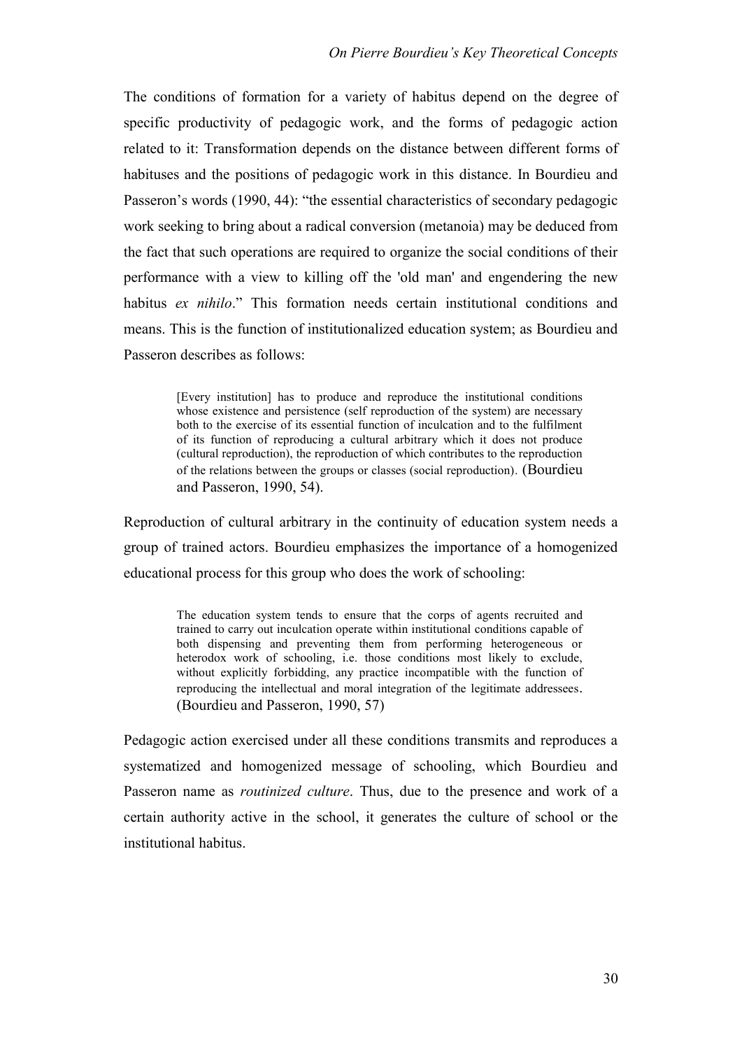The conditions of formation for a variety of habitus depend on the degree of specific productivity of pedagogic work, and the forms of pedagogic action related to it: Transformation depends on the distance between different forms of habituses and the positions of pedagogic work in this distance. In Bourdieu and Passeron's words (1990, 44): "the essential characteristics of secondary pedagogic work seeking to bring about a radical conversion (metanoia) may be deduced from the fact that such operations are required to organize the social conditions of their performance with a view to killing off the 'old man' and engendering the new habitus *ex nihilo*." This formation needs certain institutional conditions and means. This is the function of institutionalized education system; as Bourdieu and Passeron describes as follows:

> [Every institution] has to produce and reproduce the institutional conditions whose existence and persistence (self reproduction of the system) are necessary both to the exercise of its essential function of inculcation and to the fulfilment of its function of reproducing a cultural arbitrary which it does not produce (cultural reproduction), the reproduction of which contributes to the reproduction of the relations between the groups or classes (social reproduction). (Bourdieu and Passeron, 1990, 54).

Reproduction of cultural arbitrary in the continuity of education system needs a group of trained actors. Bourdieu emphasizes the importance of a homogenized educational process for this group who does the work of schooling:

> The education system tends to ensure that the corps of agents recruited and trained to carry out inculcation operate within institutional conditions capable of both dispensing and preventing them from performing heterogeneous or heterodox work of schooling, i.e. those conditions most likely to exclude, without explicitly forbidding, any practice incompatible with the function of reproducing the intellectual and moral integration of the legitimate addressees. (Bourdieu and Passeron, 1990, 57)

Pedagogic action exercised under all these conditions transmits and reproduces a systematized and homogenized message of schooling, which Bourdieu and Passeron name as *routinized culture*. Thus, due to the presence and work of a certain authority active in the school, it generates the culture of school or the institutional habitus.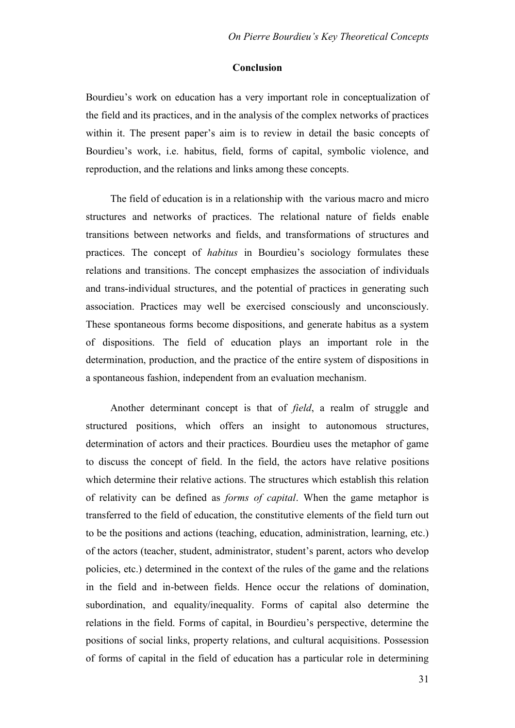## Conclusion

Bourdieu's work on education has a very important role in conceptualization of the field and its practices, and in the analysis of the complex networks of practices within it. The present paper's aim is to review in detail the basic concepts of Bourdieu's work, i.e. habitus, field, forms of capital, symbolic violence, and reproduction, and the relations and links among these concepts.

The field of education is in a relationship with the various macro and micro structures and networks of practices. The relational nature of fields enable transitions between networks and fields, and transformations of structures and practices. The concept of *habitus* in Bourdieu's sociology formulates these relations and transitions. The concept emphasizes the association of individuals and trans-individual structures, and the potential of practices in generating such association. Practices may well be exercised consciously and unconsciously. These spontaneous forms become dispositions, and generate habitus as a system of dispositions. The field of education plays an important role in the determination, production, and the practice of the entire system of dispositions in a spontaneous fashion, independent from an evaluation mechanism.

Another determinant concept is that of *field*, a realm of struggle and structured positions, which offers an insight to autonomous structures, determination of actors and their practices. Bourdieu uses the metaphor of game to discuss the concept of field. In the field, the actors have relative positions which determine their relative actions. The structures which establish this relation of relativity can be defined as *forms of capital*. When the game metaphor is transferred to the field of education, the constitutive elements of the field turn out to be the positions and actions (teaching, education, administration, learning, etc.) of the actors (teacher, student, administrator, student's parent, actors who develop policies, etc.) determined in the context of the rules of the game and the relations in the field and in-between fields. Hence occur the relations of domination, subordination, and equality/inequality. Forms of capital also determine the relations in the field. Forms of capital, in Bourdieu's perspective, determine the positions of social links, property relations, and cultural acquisitions. Possession of forms of capital in the field of education has a particular role in determining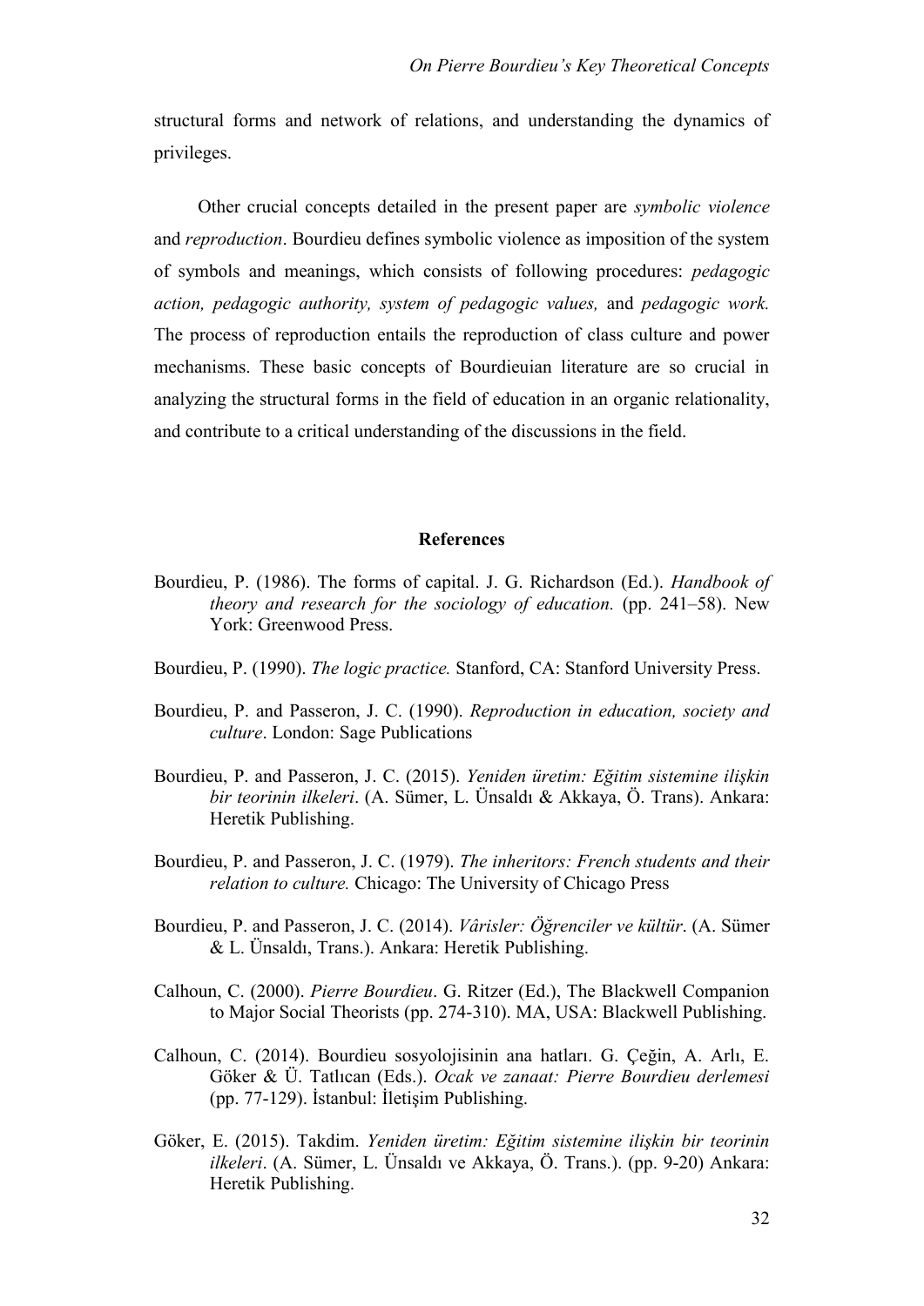structural forms and network of relations, and understanding the dynamics of privileges.

Other crucial concepts detailed in the present paper are *symbolic violence* and *reproduction*. Bourdieu defines symbolic violence as imposition of the system of symbols and meanings, which consists of following procedures: *pedagogic action, pedagogic authority, system of pedagogic values,* and *pedagogic work.* The process of reproduction entails the reproduction of class culture and power mechanisms. These basic concepts of Bourdieuian literature are so crucial in analyzing the structural forms in the field of education in an organic relationality, and contribute to a critical understanding of the discussions in the field.

## References

Bourdieu, P. (1986). The forms of capital. J. G. Richardson (Ed.). *Handbook of theory and research for the sociology of education.* (pp. 241–58). New York: Greenwood Press.

Bourdieu, P. (1990). *The logic practice.* Stanford, CA: Stanford University Press.

Bourdieu, P. and Passeron, J. C. (1990). *Reproduction in education, society and culture*. London: Sage Publications

Bourdieu, P. and Passeron, J. C. (2015). *Yeniden üretim: Eğitim sistemine ilişkin bir teorinin ilkeleri*. (A. Sümer, L. Ünsaldı & Akkaya, Ö. Trans). Ankara: Heretik Publishing.

Bourdieu, P. and Passeron, J. C. (1979). *The inheritors: French students and their relation to culture.* Chicago: The University of Chicago Press

Bourdieu, P. and Passeron, J. C. (2014). *Vârisler: Öğrenciler ve kültür*. (A. Sümer & L. Ünsaldı, Trans.). Ankara: Heretik Publishing.

Calhoun, C. (2000). *Pierre Bourdieu*. G. Ritzer (Ed.), The Blackwell Companion to Major Social Theorists (pp. 274-310). MA, USA: Blackwell Publishing.

Calhoun, C. (2014). Bourdieu sosyolojisinin ana hatları. G. Çeğin, A. Arlı, E. Göker & Ü. Tatlıcan (Eds.). *Ocak ve zanaat: Pierre Bourdieu derlemesi* (pp. 77-129). İstanbul: İletişim Publishing.

Göker, E. (2015). Takdim. *Yeniden üretim: Eğitim sistemine ilişkin bir teorinin ilkeleri*. (A. Sümer, L. Ünsaldı ve Akkaya, Ö. Trans.). (pp. 9-20) Ankara: Heretik Publishing.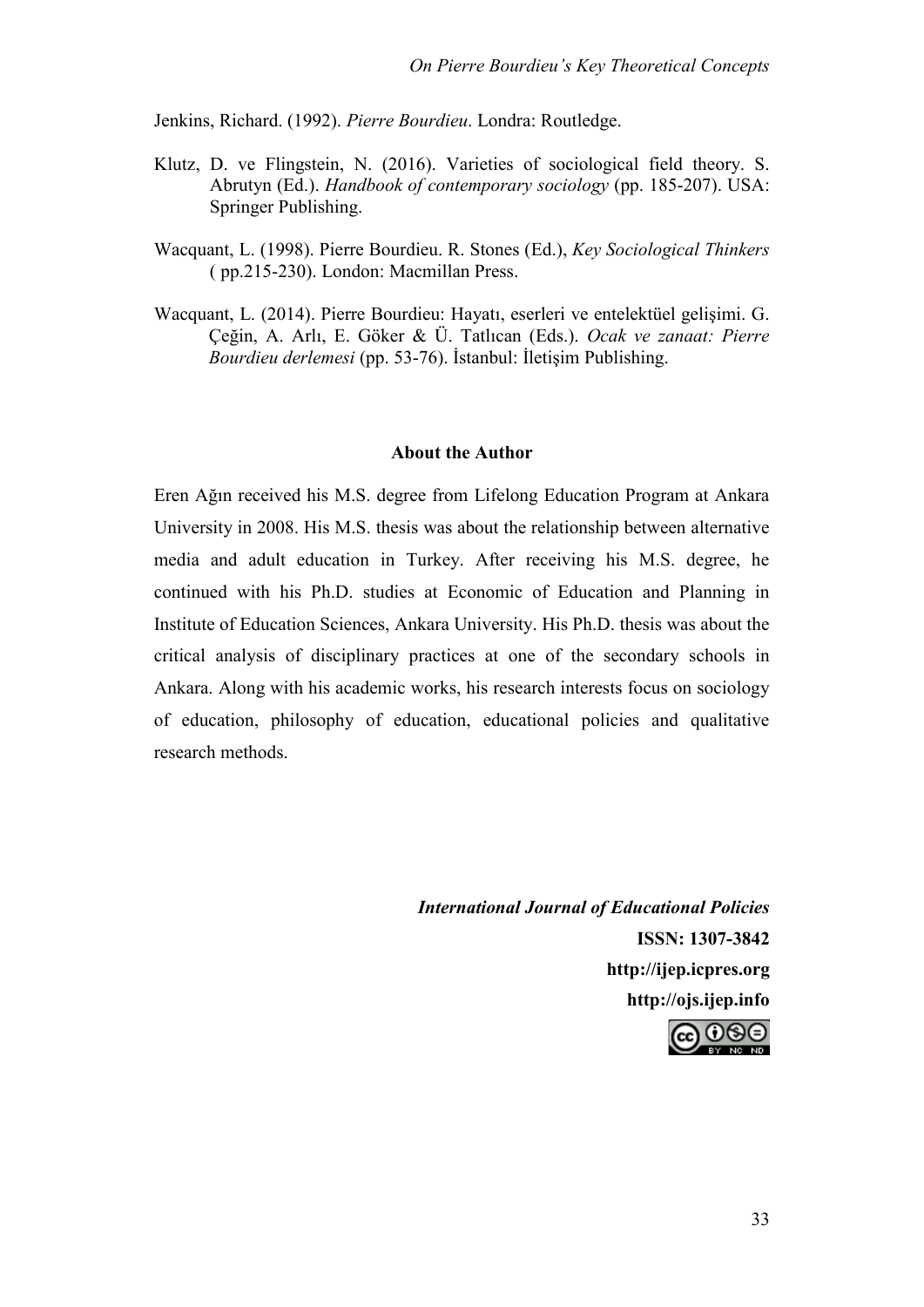Jenkins, Richard. (1992). *Pierre Bourdieu*. Londra: Routledge.

Klutz, D. ve Flingstein, N. (2016). Varieties of sociological field theory. S. Abrutyn (Ed.). *Handbook of contemporary sociology* (pp. 185-207). USA: Springer Publishing.

Wacquant, L. (1998). Pierre Bourdieu. R. Stones (Ed.), *Key Sociological Thinkers* ( pp.215-230). London: Macmillan Press.

Wacquant, L. (2014). Pierre Bourdieu: Hayatı, eserleri ve entelektüel gelişimi. G. Çeğin, A. Arlı, E. Göker & Ü. Tatlıcan (Eds.). *Ocak ve zanaat: Pierre Bourdieu derlemesi* (pp. 53-76). İstanbul: İletişim Publishing.

**About the Author**

Eren Ağın received his M.S. degree from Lifelong Education Program at Ankara University in 2008. His M.S. thesis was about the relationship between alternative media and adult education in Turkey. After receiving his M.S. degree, he continued with his Ph.D. studies at Economic of Education and Planning in Institute of Education Sciences, Ankara University. His Ph.D. thesis was about the critical analysis of disciplinary practices at one of the secondary schools in Ankara. Along with his academic works, his research interests focus on sociology of education, philosophy of education, educational policies and qualitative research methods.

***International Journal of Educational Policies***
**ISSN: 1307-3842**
**http://ijep.icpres.org**
**http://ojs.ijep.info**